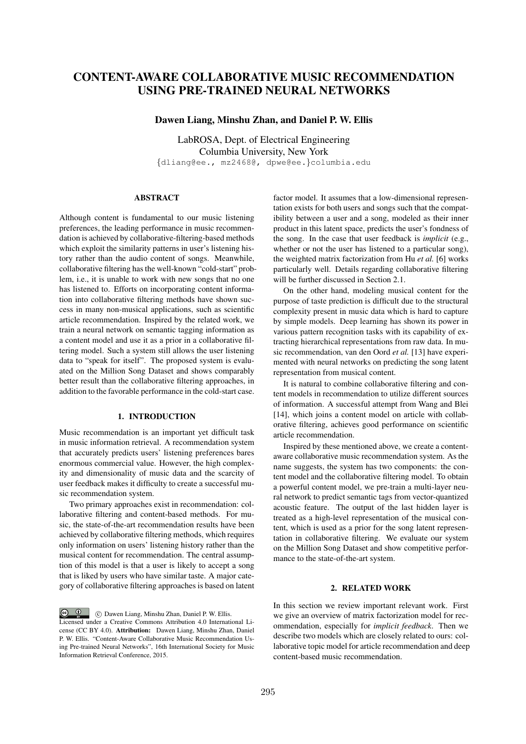# CONTENT-AWARE COLLABORATIVE MUSIC RECOMMENDATION USING PRE-TRAINED NEURAL NETWORKS

**Dawen Liang, Minshu Zhan, and Daniel P. W. Ellis**

LabROSA, Dept. of Electrical Engineering
Columbia University, New York
{dliang@ee., mz2468@, dpwe@ee.}columbia.edu

## ABSTRACT

Although content is fundamental to our music listening preferences, the leading performance in music recommendation is achieved by collaborative-filtering-based methods which exploit the similarity patterns in user's listening history rather than the audio content of songs. Meanwhile, collaborative filtering has the well-known "cold-start" problem, i.e., it is unable to work with new songs that no one has listened to. Efforts on incorporating content information into collaborative filtering methods have shown success in many non-musical applications, such as scientific article recommendation. Inspired by the related work, we train a neural network on semantic tagging information as a content model and use it as a prior in a collaborative filtering model. Such a system still allows the user listening data to "speak for itself". The proposed system is evaluated on the Million Song Dataset and shows comparably better result than the collaborative filtering approaches, in addition to the favorable performance in the cold-start case.

## 1. INTRODUCTION

Music recommendation is an important yet difficult task in music information retrieval. A recommendation system that accurately predicts users' listening preferences bares enormous commercial value. However, the high complexity and dimensionality of music data and the scarcity of user feedback makes it difficulty to create a successful music recommendation system.

Two primary approaches exist in recommendation: collaborative filtering and content-based methods. For music, the state-of-the-art recommendation results have been achieved by collaborative filtering methods, which requires only information on users' listening history rather than the musical content for recommendation. The central assumption of this model is that a user is likely to accept a song that is liked by users who have similar taste. A major category of collaborative filtering approaches is based on latent factor model. It assumes that a low-dimensional representation exists for both users and songs such that the compatibility between a user and a song, modeled as their inner product in this latent space, predicts the user's fondness of the song. In the case that user feedback is *implicit* (e.g., whether or not the user has listened to a particular song), the weighted matrix factorization from Hu *et al.* [6] works particularly well. Details regarding collaborative filtering will be further discussed in Section 2.1.

On the other hand, modeling musical content for the purpose of taste prediction is difficult due to the structural complexity present in music data which is hard to capture by simple models. Deep learning has shown its power in various pattern recognition tasks with its capability of extracting hierarchical representations from raw data. In music recommendation, van den Oord *et al.* [13] have experimented with neural networks on predicting the song latent representation from musical content.

It is natural to combine collaborative filtering and content models in recommendation to utilize different sources of information. A successful attempt from Wang and Blei [14], which joins a content model on article with collaborative filtering, achieves good performance on scientific article recommendation.

Inspired by these mentioned above, we create a content-aware collaborative music recommendation system. As the name suggests, the system has two components: the content model and the collaborative filtering model. To obtain a powerful content model, we pre-train a multi-layer neural network to predict semantic tags from vector-quantized acoustic feature. The output of the last hidden layer is treated as a high-level representation of the musical content, which is used as a prior for the song latent representation in collaborative filtering. We evaluate our system on the Million Song Dataset and show competitive performance to the state-of-the-art system.

## 2. RELATED WORK

In this section we review important relevant work. First we give an overview of matrix factorization model for recommendation, especially for *implicit feedback*. Then we describe two models which are closely related to ours: collaborative topic model for article recommendation and deep content-based music recommendation.

© Dawen Liang, Minshu Zhan, Daniel P. W. Ellis. Licensed under a Creative Commons Attribution 4.0 International License (CC BY 4.0). **Attribution:** Dawen Liang, Minshu Zhan, Daniel P. W. Ellis. "Content-Aware Collaborative Music Recommendation Using Pre-trained Neural Networks", 16th International Society for Music Information Retrieval Conference, 2015.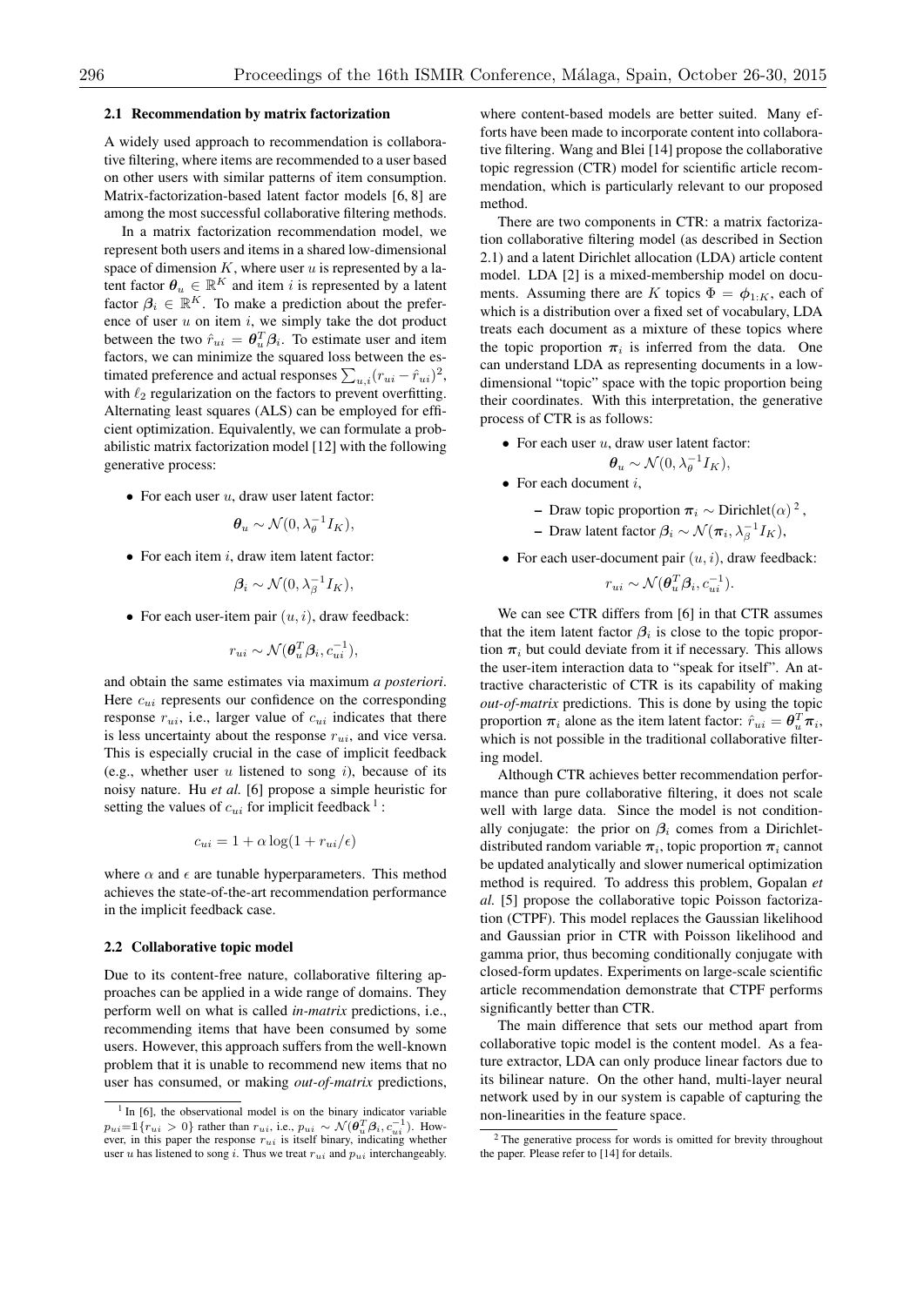### 2.1 Recommendation by matrix factorization

A widely used approach to recommendation is collaborative filtering, where items are recommended to a user based on other users with similar patterns of item consumption. Matrix-factorization-based latent factor models [6, 8] are among the most successful collaborative filtering methods.

In a matrix factorization recommendation model, we represent both users and items in a shared low-dimensional space of dimension $K$, where user $u$ is represented by a latent factor $\boldsymbol{\theta}_u \in \mathbb{R}^K$ and item $i$ is represented by a latent factor $\boldsymbol{\beta}_i \in \mathbb{R}^K$. To make a prediction about the preference of user $u$ on item $i$, we simply take the dot product between the two $\hat{r}_{ui} = \boldsymbol{\theta}_u^T \boldsymbol{\beta}_i$. To estimate user and item factors, we can minimize the squared loss between the estimated preference and actual responses $\sum_{u,i}(r_{ui} - \hat{r}_{ui})^2$, with $\ell_2$ regularization on the factors to prevent overfitting. Alternating least squares (ALS) can be employed for efficient optimization. Equivalently, we can formulate a probabilistic matrix factorization model [12] with the following generative process:

- For each user $u$, draw user latent factor:

$$\boldsymbol{\theta}_u \sim \mathcal{N}(0, \lambda_\theta^{-1} I_K),$$

- For each item $i$, draw item latent factor:

$$\boldsymbol{\beta}_i \sim \mathcal{N}(0, \lambda_\beta^{-1} I_K),$$

- For each user-item pair $(u, i)$, draw feedback:

$$r_{ui} \sim \mathcal{N}(\boldsymbol{\theta}_u^T \boldsymbol{\beta}_i, c_{ui}^{-1}),$$

and obtain the same estimates via maximum *a posteriori*. Here $c_{ui}$ represents our confidence on the corresponding response $r_{ui}$, i.e., larger value of $c_{ui}$ indicates that there is less uncertainty about the response $r_{ui}$, and vice versa. This is especially crucial in the case of implicit feedback (e.g., whether user $u$ listened to song $i$), because of its noisy nature. Hu *et al.* [6] propose a simple heuristic for setting the values of $c_{ui}$ for implicit feedback [1]:

$$c_{ui} = 1 + \alpha \log(1 + r_{ui}/\epsilon)$$

where $\alpha$ and $\epsilon$ are tunable hyperparameters. This method achieves the state-of-the-art recommendation performance in the implicit feedback case.

### 2.2 Collaborative topic model

Due to its content-free nature, collaborative filtering approaches can be applied in a wide range of domains. They perform well on what is called *in-matrix* predictions, i.e., recommending items that have been consumed by some users. However, this approach suffers from the well-known problem that it is unable to recommend new items that no user has consumed, or making *out-of-matrix* predictions, where content-based models are better suited. Many efforts have been made to incorporate content into collaborative filtering. Wang and Blei [14] propose the collaborative topic regression (CTR) model for scientific article recommendation, which is particularly relevant to our proposed method.

There are two components in CTR: a matrix factorization collaborative filtering model (as described in Section 2.1) and a latent Dirichlet allocation (LDA) article content model. LDA [2] is a mixed-membership model on documents. Assuming there are $K$ topics $\Phi = \boldsymbol{\phi}_{1:K}$, each of which is a distribution over a fixed set of vocabulary, LDA treats each document as a mixture of these topics where the topic proportion $\boldsymbol{\pi}_i$ is inferred from the data. One can understand LDA as representing documents in a low-dimensional "topic" space with the topic proportion being their coordinates. With this interpretation, the generative process of CTR is as follows:

- For each user $u$, draw user latent factor:

$$\boldsymbol{\theta}_u \sim \mathcal{N}(0, \lambda_\theta^{-1} I_K),$$

- For each document $i$,
  - Draw topic proportion $\boldsymbol{\pi}_i \sim \text{Dirichlet}(\alpha)$ [2],
  - Draw latent factor $\boldsymbol{\beta}_i \sim \mathcal{N}(\boldsymbol{\pi}_i, \lambda_\beta^{-1} I_K)$,
- For each user-document pair $(u, i)$, draw feedback:

$$r_{ui} \sim \mathcal{N}(\boldsymbol{\theta}_u^T \boldsymbol{\beta}_i, c_{ui}^{-1}).$$

We can see CTR differs from [6] in that CTR assumes that the item latent factor $\boldsymbol{\beta}_i$ is close to the topic proportion $\boldsymbol{\pi}_i$ but could deviate from it if necessary. This allows the user-item interaction data to "speak for itself". An attractive characteristic of CTR is its capability of making *out-of-matrix* predictions. This is done by using the topic proportion $\boldsymbol{\pi}_i$ alone as the item latent factor: $\hat{r}_{ui} = \boldsymbol{\theta}_u^T \boldsymbol{\pi}_i$, which is not possible in the traditional collaborative filtering model.

Although CTR achieves better recommendation performance than pure collaborative filtering, it does not scale well with large data. Since the model is not conditionally conjugate: the prior on $\boldsymbol{\beta}_i$ comes from a Dirichlet-distributed random variable $\boldsymbol{\pi}_i$, topic proportion $\boldsymbol{\pi}_i$ cannot be updated analytically and slower numerical optimization method is required. To address this problem, Gopalan *et al.* [5] propose the collaborative topic Poisson factorization (CTPF). This model replaces the Gaussian likelihood and Gaussian prior in CTR with Poisson likelihood and gamma prior, thus becoming conditionally conjugate with closed-form updates. Experiments on large-scale scientific article recommendation demonstrate that CTPF performs significantly better than CTR.

The main difference that sets our method apart from collaborative topic model is the content model. As a feature extractor, LDA can only produce linear factors due to its bilinear nature. On the other hand, multi-layer neural network used by in our system is capable of capturing the non-linearities in the feature space.

[1] In [6], the observational model is on the binary indicator variable $p_{ui} = \mathbb{1}\{r_{ui} > 0\}$ rather than $r_{ui}$, i.e., $p_{ui} \sim \mathcal{N}(\boldsymbol{\theta}_u^T \boldsymbol{\beta}_i, c_{ui}^{-1})$. However, in this paper the response $r_{ui}$ is itself binary, indicating whether user $u$ has listened to song $i$. Thus we treat $r_{ui}$ and $p_{ui}$ interchangeably.

[2] The generative process for words is omitted for brevity throughout the paper. Please refer to [14] for details.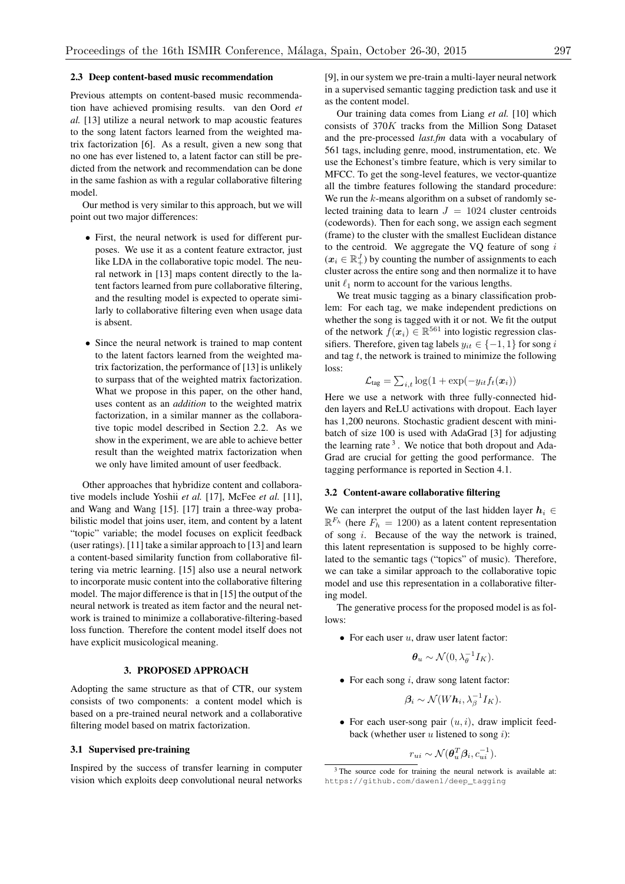### 2.3 Deep content-based music recommendation

Previous attempts on content-based music recommendation have achieved promising results. van den Oord *et al.* [13] utilize a neural network to map acoustic features to the song latent factors learned from the weighted matrix factorization [6]. As a result, given a new song that no one has ever listened to, a latent factor can still be predicted from the network and recommendation can be done in the same fashion as with a regular collaborative filtering model.

Our method is very similar to this approach, but we will point out two major differences:

- First, the neural network is used for different purposes. We use it as a content feature extractor, just like LDA in the collaborative topic model. The neural network in [13] maps content directly to the latent factors learned from pure collaborative filtering, and the resulting model is expected to operate similarly to collaborative filtering even when usage data is absent.
- Since the neural network is trained to map content to the latent factors learned from the weighted matrix factorization, the performance of [13] is unlikely to surpass that of the weighted matrix factorization. What we propose in this paper, on the other hand, uses content as an *addition* to the weighted matrix factorization, in a similar manner as the collaborative topic model described in Section 2.2. As we show in the experiment, we are able to achieve better result than the weighted matrix factorization when we only have limited amount of user feedback.

Other approaches that hybridize content and collaborative models include Yoshii *et al.* [17], McFee *et al.* [11], and Wang and Wang [15]. [17] train a three-way probabilistic model that joins user, item, and content by a latent "topic" variable; the model focuses on explicit feedback (user ratings). [11] take a similar approach to [13] and learn a content-based similarity function from collaborative filtering via metric learning. [15] also use a neural network to incorporate music content into the collaborative filtering model. The major difference is that in [15] the output of the neural network is treated as item factor and the neural network is trained to minimize a collaborative-filtering-based loss function. Therefore the content model itself does not have explicit musicological meaning.

## 3. PROPOSED APPROACH

Adopting the same structure as that of CTR, our system consists of two components: a content model which is based on a pre-trained neural network and a collaborative filtering model based on matrix factorization.

### 3.1 Supervised pre-training

Inspired by the success of transfer learning in computer vision which exploits deep convolutional neural networks [9], in our system we pre-train a multi-layer neural network in a supervised semantic tagging prediction task and use it as the content model.

Our training data comes from Liang *et al.* [10] which consists of $370K$ tracks from the Million Song Dataset and the pre-processed *last.fm* data with a vocabulary of 561 tags, including genre, mood, instrumentation, etc. We use the Echonest's timbre feature, which is very similar to MFCC. To get the song-level features, we vector-quantize all the timbre features following the standard procedure: We run the $k$-means algorithm on a subset of randomly selected training data to learn $J = 1024$ cluster centroids (codewords). Then for each song, we assign each segment (frame) to the cluster with the smallest Euclidean distance to the centroid. We aggregate the VQ feature of song $i$ ($\boldsymbol{x}_i \in \mathbb{R}_+^J$) by counting the number of assignments to each cluster across the entire song and then normalize it to have unit $\ell_1$ norm to account for the various lengths.

We treat music tagging as a binary classification problem: For each tag, we make independent predictions on whether the song is tagged with it or not. We fit the output of the network $f(\boldsymbol{x}_i) \in \mathbb{R}^{561}$ into logistic regression classifiers. Therefore, given tag labels $y_{it} \in \{-1, 1\}$ for song $i$ and tag $t$, the network is trained to minimize the following loss:

$$\mathcal{L}_{\text{tag}} = \sum_{i,t} \log(1 + \exp(-y_{it} f_t(\boldsymbol{x}_i))$$

Here we use a network with three fully-connected hidden layers and ReLU activations with dropout. Each layer has 1,200 neurons. Stochastic gradient descent with mini-batch of size 100 is used with AdaGrad [3] for adjusting the learning rate [3]. We notice that both dropout and AdaGrad are crucial for getting the good performance. The tagging performance is reported in Section 4.1.

### 3.2 Content-aware collaborative filtering

We can interpret the output of the last hidden layer $\boldsymbol{h}_i \in \mathbb{R}^{F_h}$ (here $F_h = 1200$) as a latent content representation of song $i$. Because of the way the network is trained, this latent representation is supposed to be highly correlated to the semantic tags ("topics" of music). Therefore, we can take a similar approach to the collaborative topic model and use this representation in a collaborative filtering model.

The generative process for the proposed model is as follows:

- For each user $u$, draw user latent factor:

$$\boldsymbol{\theta}_u \sim \mathcal{N}(0, \lambda_\theta^{-1} I_K).$$

- For each song $i$, draw song latent factor:

$$\boldsymbol{\beta}_i \sim \mathcal{N}(W\boldsymbol{h}_i, \lambda_\beta^{-1} I_K).$$

- For each user-song pair $(u, i)$, draw implicit feedback (whether user $u$ listened to song $i$):

$$r_{ui} \sim \mathcal{N}(\boldsymbol{\theta}_u^T \boldsymbol{\beta}_i, c_{ui}^{-1}).$$

[3] The source code for training the neural network is available at: https://github.com/dawenl/deep_tagging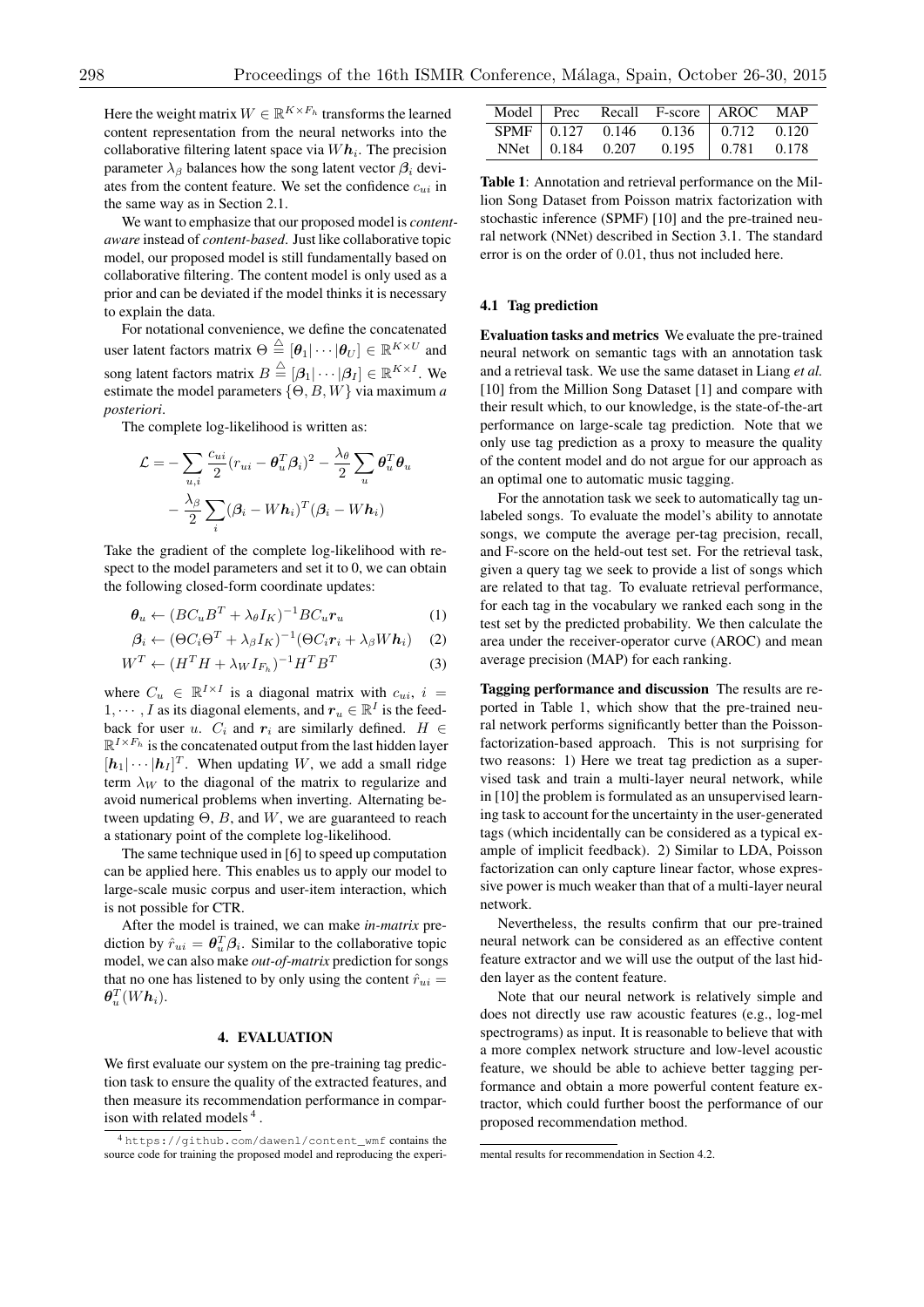Here the weight matrix $W \in \mathbb{R}^{K \times F_h}$ transforms the learned content representation from the neural networks into the collaborative filtering latent space via $W\boldsymbol{h}_i$. The precision parameter $\lambda_\beta$ balances how the song latent vector $\boldsymbol{\beta}_i$ deviates from the content feature. We set the confidence $c_{ui}$ in the same way as in Section 2.1.

We want to emphasize that our proposed model is *content-aware* instead of *content-based*. Just like collaborative topic model, our proposed model is still fundamentally based on collaborative filtering. The content model is only used as a prior and can be deviated if the model thinks it is necessary to explain the data.

For notational convenience, we define the concatenated user latent factors matrix $\Theta \overset{\triangle}{=} [\boldsymbol{\theta}_1 | \cdots | \boldsymbol{\theta}_U] \in \mathbb{R}^{K \times U}$ and song latent factors matrix $B \overset{\triangle}{=} [\boldsymbol{\beta}_1 | \cdots | \boldsymbol{\beta}_I] \in \mathbb{R}^{K \times I}$. We estimate the model parameters $\{\Theta, B, W\}$ via maximum *a posteriori*.

The complete log-likelihood is written as:

$$\mathcal{L} = -\sum_{u,i} \frac{c_{ui}}{2}(r_{ui} - \boldsymbol{\theta}_u^T \boldsymbol{\beta}_i)^2 - \frac{\lambda_\theta}{2} \sum_u \boldsymbol{\theta}_u^T \boldsymbol{\theta}_u - \frac{\lambda_\beta}{2} \sum_i (\boldsymbol{\beta}_i - W\boldsymbol{h}_i)^T (\boldsymbol{\beta}_i - W\boldsymbol{h}_i)$$

Take the gradient of the complete log-likelihood with respect to the model parameters and set it to 0, we can obtain the following closed-form coordinate updates:

$$\boldsymbol{\theta}_u \leftarrow (BC_uB^T + \lambda_\theta I_K)^{-1} BC_u \boldsymbol{r}_u \tag{1}$$

$$\boldsymbol{\beta}_i \leftarrow (\Theta C_i \Theta^T + \lambda_\beta I_K)^{-1} (\Theta C_i \boldsymbol{r}_i + \lambda_\beta W \boldsymbol{h}_i) \tag{2}$$

$$W^T \leftarrow (H^T H + \lambda_W I_{F_h})^{-1} H^T B^T \tag{3}$$

where $C_u \in \mathbb{R}^{I \times I}$ is a diagonal matrix with $c_{ui}$, $i = 1, \cdots, I$ as its diagonal elements, and $\boldsymbol{r}_u \in \mathbb{R}^I$ is the feedback for user $u$. $C_i$ and $\boldsymbol{r}_i$ are similarly defined. $H \in \mathbb{R}^{I \times F_h}$ is the concatenated output from the last hidden layer $[\boldsymbol{h}_1 | \cdots | \boldsymbol{h}_I]^T$. When updating $W$, we add a small ridge term $\lambda_W$ to the diagonal of the matrix to regularize and avoid numerical problems when inverting. Alternating between updating $\Theta$, $B$, and $W$, we are guaranteed to reach a stationary point of the complete log-likelihood.

The same technique used in [6] to speed up computation can be applied here. This enables us to apply our model to large-scale music corpus and user-item interaction, which is not possible for CTR.

After the model is trained, we can make *in-matrix* prediction by $\hat{r}_{ui} = \boldsymbol{\theta}_u^T \boldsymbol{\beta}_i$. Similar to the collaborative topic model, we can also make *out-of-matrix* prediction for songs that no one has listened to by only using the content $\hat{r}_{ui} = \boldsymbol{\theta}_u^T (W\boldsymbol{h}_i)$.

## 4. EVALUATION

We first evaluate our system on the pre-training tag prediction task to ensure the quality of the extracted features, and then measure its recommendation performance in comparison with related models[4].

| Model | Prec | Recall | F-score | AROC | MAP |
|---|---|---|---|---|---|
| SPMF | 0.127 | 0.146 | 0.136 | 0.712 | 0.120 |
| NNet | 0.184 | 0.207 | 0.195 | 0.781 | 0.178 |

**Table 1**: Annotation and retrieval performance on the Million Song Dataset from Poisson matrix factorization with stochastic inference (SPMF) [10] and the pre-trained neural network (NNet) described in Section 3.1. The standard error is on the order of 0.01, thus not included here.

### 4.1 Tag prediction

**Evaluation tasks and metrics** We evaluate the pre-trained neural network on semantic tags with an annotation task and a retrieval task. We use the same dataset in Liang *et al.* [10] from the Million Song Dataset [1] and compare with their result which, to our knowledge, is the state-of-the-art performance on large-scale tag prediction. Note that we only use tag prediction as a proxy to measure the quality of the content model and do not argue for our approach as an optimal one to automatic music tagging.

For the annotation task we seek to automatically tag unlabeled songs. To evaluate the model's ability to annotate songs, we compute the average per-tag precision, recall, and F-score on the held-out test set. For the retrieval task, given a query tag we seek to provide a list of songs which are related to that tag. To evaluate retrieval performance, for each tag in the vocabulary we ranked each song in the test set by the predicted probability. We then calculate the area under the receiver-operator curve (AROC) and mean average precision (MAP) for each ranking.

**Tagging performance and discussion** The results are reported in Table 1, which show that the pre-trained neural network performs significantly better than the Poisson-factorization-based approach. This is not surprising for two reasons: 1) Here we treat tag prediction as a supervised task and train a multi-layer neural network, while in [10] the problem is formulated as an unsupervised learning task to account for the uncertainty in the user-generated tags (which incidentally can be considered as a typical example of implicit feedback). 2) Similar to LDA, Poisson factorization can only capture linear factor, whose expressive power is much weaker than that of a multi-layer neural network.

Nevertheless, the results confirm that our pre-trained neural network can be considered as an effective content feature extractor and we will use the output of the last hidden layer as the content feature.

Note that our neural network is relatively simple and does not directly use raw acoustic features (e.g., log-mel spectrograms) as input. It is reasonable to believe that with a more complex network structure and low-level acoustic feature, we should be able to achieve better tagging performance and obtain a more powerful content feature extractor, which could further boost the performance of our proposed recommendation method.

[4] https://github.com/dawenl/content_wmf contains the source code for training the proposed model and reproducing the experimental results for recommendation in Section 4.2.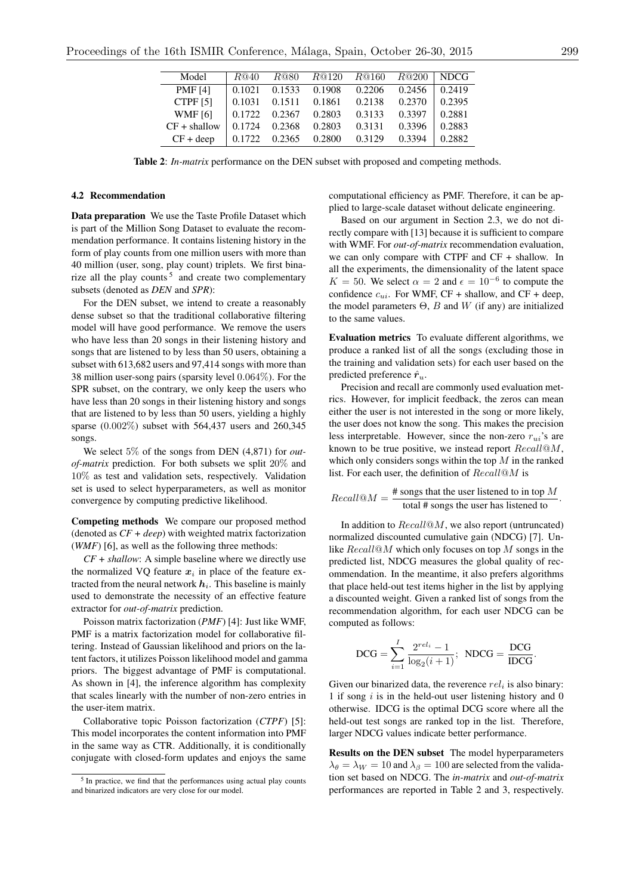| Model | $R@40$ | $R@80$ | $R@120$ | $R@160$ | $R@200$ | NDCG |
|---|---|---|---|---|---|---|
| PMF [4] | 0.1021 | 0.1533 | 0.1908 | 0.2206 | 0.2456 | 0.2419 |
| CTPF [5] | 0.1031 | 0.1511 | 0.1861 | 0.2138 | 0.2370 | 0.2395 |
| WMF [6] | 0.1722 | 0.2367 | 0.2803 | 0.3133 | 0.3397 | 0.2881 |
| CF + shallow | 0.1724 | 0.2368 | 0.2803 | 0.3131 | 0.3396 | 0.2883 |
| CF + deep | 0.1722 | 0.2365 | 0.2800 | 0.3129 | 0.3394 | 0.2882 |

**Table 2**: *In-matrix* performance on the DEN subset with proposed and competing methods.

### 4.2 Recommendation

**Data preparation** We use the Taste Profile Dataset which is part of the Million Song Dataset to evaluate the recommendation performance. It contains listening history in the form of play counts from one million users with more than 40 million (user, song, play count) triplets. We first binarize all the play counts [5] and create two complementary subsets (denoted as *DEN* and *SPR*):

For the DEN subset, we intend to create a reasonably dense subset so that the traditional collaborative filtering model will have good performance. We remove the users who have less than 20 songs in their listening history and songs that are listened to by less than 50 users, obtaining a subset with 613,682 users and 97,414 songs with more than 38 million user-song pairs (sparsity level $0.064\%$). For the SPR subset, on the contrary, we only keep the users who have less than 20 songs in their listening history and songs that are listened to by less than 50 users, yielding a highly sparse ($0.002\%$) subset with 564,437 users and 260,345 songs.

We select $5\%$ of the songs from DEN (4,871) for *out-of-matrix* prediction. For both subsets we split $20\%$ and $10\%$ as test and validation sets, respectively. Validation set is used to select hyperparameters, as well as monitor convergence by computing predictive likelihood.

**Competing methods** We compare our proposed method (denoted as *CF + deep*) with weighted matrix factorization (*WMF*) [6], as well as the following three methods:

*CF + shallow*: A simple baseline where we directly use the normalized VQ feature $\boldsymbol{x}_i$ in place of the feature extracted from the neural network $\boldsymbol{h}_i$. This baseline is mainly used to demonstrate the necessity of an effective feature extractor for *out-of-matrix* prediction.

Poisson matrix factorization (*PMF*) [4]: Just like WMF, PMF is a matrix factorization model for collaborative filtering. Instead of Gaussian likelihood and priors on the latent factors, it utilizes Poisson likelihood model and gamma priors. The biggest advantage of PMF is computational. As shown in [4], the inference algorithm has complexity that scales linearly with the number of non-zero entries in the user-item matrix.

Collaborative topic Poisson factorization (*CTPF*) [5]: This model incorporates the content information into PMF in the same way as CTR. Additionally, it is conditionally conjugate with closed-form updates and enjoys the same computational efficiency as PMF. Therefore, it can be applied to large-scale dataset without delicate engineering.

Based on our argument in Section 2.3, we do not directly compare with [13] because it is sufficient to compare with WMF. For *out-of-matrix* recommendation evaluation, we can only compare with CTPF and CF + shallow. In all the experiments, the dimensionality of the latent space $K = 50$. We select $\alpha = 2$ and $\epsilon = 10^{-6}$ to compute the confidence $c_{ui}$. For WMF, CF + shallow, and CF + deep, the model parameters $\Theta$, $B$ and $W$ (if any) are initialized to the same values.

**Evaluation metrics** To evaluate different algorithms, we produce a ranked list of all the songs (excluding those in the training and validation sets) for each user based on the predicted preference $\hat{\boldsymbol{r}}_u$.

Precision and recall are commonly used evaluation metrics. However, for implicit feedback, the zeros can mean either the user is not interested in the song or more likely, the user does not know the song. This makes the precision less interpretable. However, since the non-zero $r_{ui}$'s are known to be true positive, we instead report $Recall@M$, which only considers songs within the top $M$ in the ranked list. For each user, the definition of $Recall@M$ is

$$Recall@M = \frac{\text{\# songs that the user listened to in top } M}{\text{total \# songs the user has listened to}}.$$

In addition to $Recall@M$, we also report (untruncated) normalized discounted cumulative gain (NDCG) [7]. Unlike $Recall@M$ which only focuses on top $M$ songs in the predicted list, NDCG measures the global quality of recommendation. In the meantime, it also prefers algorithms that place held-out test items higher in the list by applying a discounted weight. Given a ranked list of songs from the recommendation algorithm, for each user NDCG can be computed as follows:

$$\text{DCG} = \sum_{i=1}^{I} \frac{2^{rel_i} - 1}{\log_2(i+1)}; \;\; \text{NDCG} = \frac{\text{DCG}}{\text{IDCG}}.$$

Given our binarized data, the reverence $rel_i$ is also binary: 1 if song $i$ is in the held-out user listening history and 0 otherwise. IDCG is the optimal DCG score where all the held-out test songs are ranked top in the list. Therefore, larger NDCG values indicate better performance.

**Results on the DEN subset** The model hyperparameters $\lambda_\theta = \lambda_W = 10$ and $\lambda_\beta = 100$ are selected from the validation set based on NDCG. The *in-matrix* and *out-of-matrix* performances are reported in Table 2 and 3, respectively.

[5] In practice, we find that the performances using actual play counts and binarized indicators are very close for our model.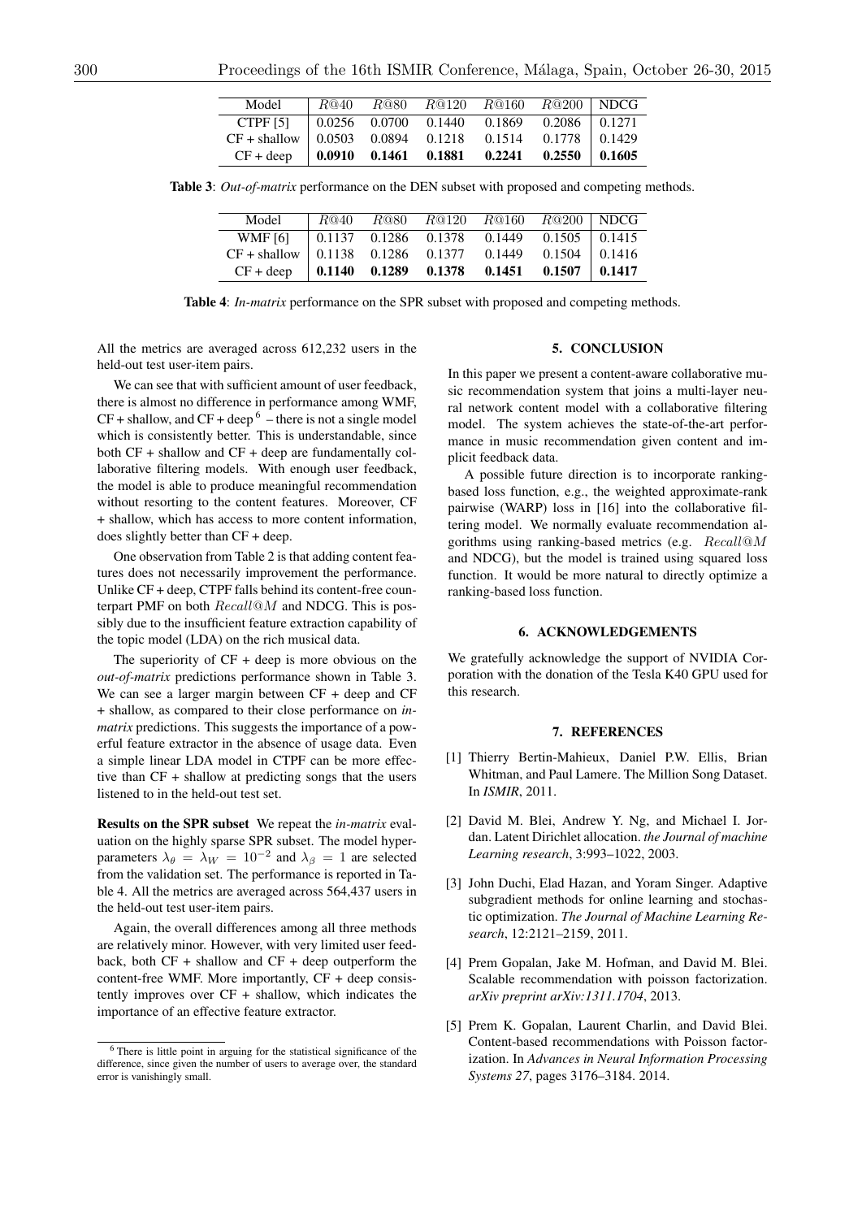| Model | $R@40$ | $R@80$ | $R@120$ | $R@160$ | $R@200$ | NDCG |
|---|---|---|---|---|---|---|
| CTPF [5] | 0.0256 | 0.0700 | 0.1440 | 0.1869 | 0.2086 | 0.1271 |
| CF + shallow | 0.0503 | 0.0894 | 0.1218 | 0.1514 | 0.1778 | 0.1429 |
| CF + deep | **0.0910** | **0.1461** | **0.1881** | **0.2241** | **0.2550** | **0.1605** |

**Table 3**: *Out-of-matrix* performance on the DEN subset with proposed and competing methods.

| Model | $R@40$ | $R@80$ | $R@120$ | $R@160$ | $R@200$ | NDCG |
|---|---|---|---|---|---|---|
| WMF [6] | 0.1137 | 0.1286 | 0.1378 | 0.1449 | 0.1505 | 0.1415 |
| CF + shallow | 0.1138 | 0.1286 | 0.1377 | 0.1449 | 0.1504 | 0.1416 |
| CF + deep | **0.1140** | **0.1289** | **0.1378** | **0.1451** | **0.1507** | **0.1417** |

**Table 4**: *In-matrix* performance on the SPR subset with proposed and competing methods.

All the metrics are averaged across 612,232 users in the held-out test user-item pairs.

We can see that with sufficient amount of user feedback, there is almost no difference in performance among WMF, CF + shallow, and CF + deep [6] – there is not a single model which is consistently better. This is understandable, since both CF + shallow and CF + deep are fundamentally collaborative filtering models. With enough user feedback, the model is able to produce meaningful recommendation without resorting to the content features. Moreover, CF + shallow, which has access to more content information, does slightly better than CF + deep.

One observation from Table 2 is that adding content features does not necessarily improvement the performance. Unlike CF + deep, CTPF falls behind its content-free counterpart PMF on both $Recall@M$ and NDCG. This is possibly due to the insufficient feature extraction capability of the topic model (LDA) on the rich musical data.

The superiority of CF + deep is more obvious on the *out-of-matrix* predictions performance shown in Table 3. We can see a larger margin between CF + deep and CF + shallow, as compared to their close performance on *in-matrix* predictions. This suggests the importance of a powerful feature extractor in the absence of usage data. Even a simple linear LDA model in CTPF can be more effective than CF + shallow at predicting songs that the users listened to in the held-out test set.

**Results on the SPR subset** We repeat the *in-matrix* evaluation on the highly sparse SPR subset. The model hyperparameters $\lambda_\theta = \lambda_W = 10^{-2}$ and $\lambda_\beta = 1$ are selected from the validation set. The performance is reported in Table 4. All the metrics are averaged across 564,437 users in the held-out test user-item pairs.

Again, the overall differences among all three methods are relatively minor. However, with very limited user feedback, both CF + shallow and CF + deep outperform the content-free WMF. More importantly, CF + deep consistently improves over CF + shallow, which indicates the importance of an effective feature extractor.

[6] There is little point in arguing for the statistical significance of the difference, since given the number of users to average over, the standard error is vanishingly small.

## 5. CONCLUSION

In this paper we present a content-aware collaborative music recommendation system that joins a multi-layer neural network content model with a collaborative filtering model. The system achieves the state-of-the-art performance in music recommendation given content and implicit feedback data.

A possible future direction is to incorporate ranking-based loss function, e.g., the weighted approximate-rank pairwise (WARP) loss in [16] into the collaborative filtering model. We normally evaluate recommendation algorithms using ranking-based metrics (e.g. $Recall@M$ and NDCG), but the model is trained using squared loss function. It would be more natural to directly optimize a ranking-based loss function.

## 6. ACKNOWLEDGEMENTS

We gratefully acknowledge the support of NVIDIA Corporation with the donation of the Tesla K40 GPU used for this research.

## 7. REFERENCES

[1] Thierry Bertin-Mahieux, Daniel P.W. Ellis, Brian Whitman, and Paul Lamere. The Million Song Dataset. In *ISMIR*, 2011.

[2] David M. Blei, Andrew Y. Ng, and Michael I. Jordan. Latent Dirichlet allocation. *the Journal of machine Learning research*, 3:993–1022, 2003.

[3] John Duchi, Elad Hazan, and Yoram Singer. Adaptive subgradient methods for online learning and stochastic optimization. *The Journal of Machine Learning Research*, 12:2121–2159, 2011.

[4] Prem Gopalan, Jake M. Hofman, and David M. Blei. Scalable recommendation with poisson factorization. *arXiv preprint arXiv:1311.1704*, 2013.

[5] Prem K. Gopalan, Laurent Charlin, and David Blei. Content-based recommendations with Poisson factorization. In *Advances in Neural Information Processing Systems 27*, pages 3176–3184. 2014.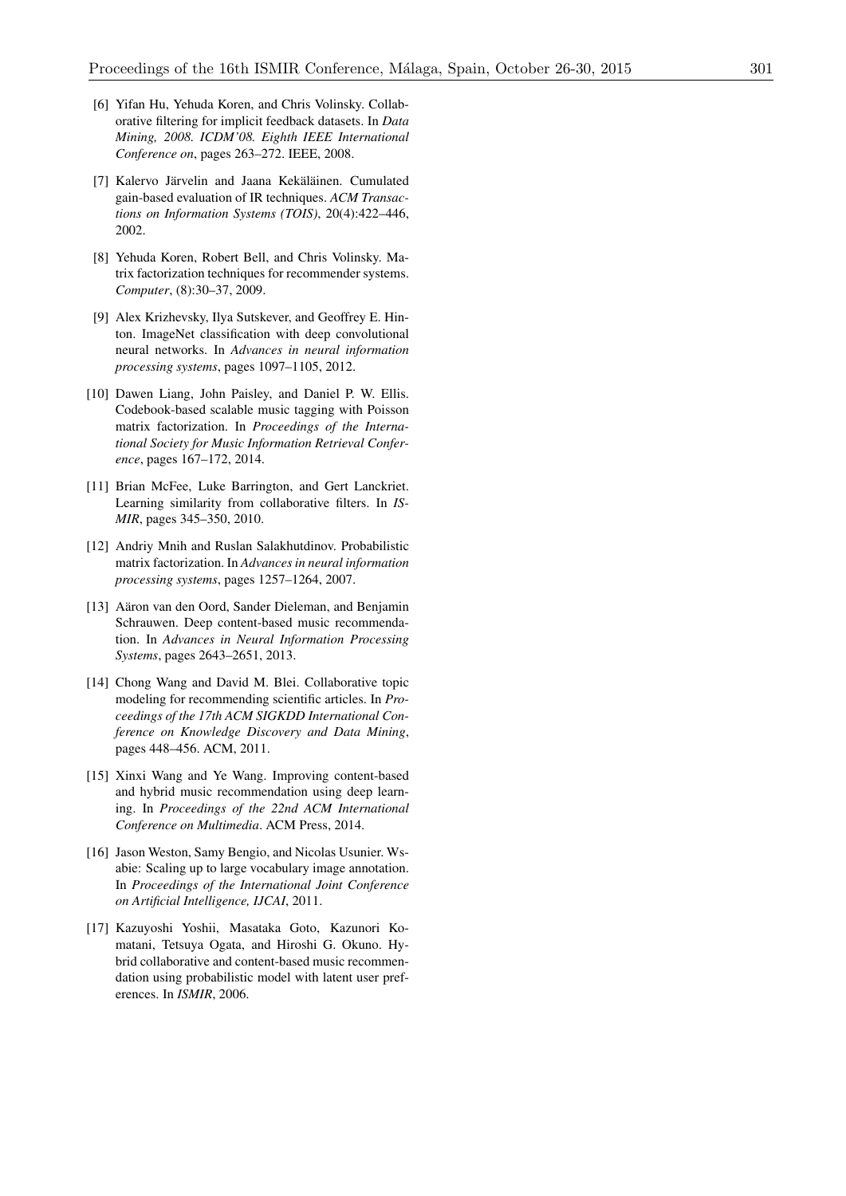[6] Yifan Hu, Yehuda Koren, and Chris Volinsky. Collaborative filtering for implicit feedback datasets. In *Data Mining, 2008. ICDM'08. Eighth IEEE International Conference on*, pages 263–272. IEEE, 2008.

[7] Kalervo Järvelin and Jaana Kekäläinen. Cumulated gain-based evaluation of IR techniques. *ACM Transactions on Information Systems (TOIS)*, 20(4):422–446, 2002.

[8] Yehuda Koren, Robert Bell, and Chris Volinsky. Matrix factorization techniques for recommender systems. *Computer*, (8):30–37, 2009.

[9] Alex Krizhevsky, Ilya Sutskever, and Geoffrey E. Hinton. ImageNet classification with deep convolutional neural networks. In *Advances in neural information processing systems*, pages 1097–1105, 2012.

[10] Dawen Liang, John Paisley, and Daniel P. W. Ellis. Codebook-based scalable music tagging with Poisson matrix factorization. In *Proceedings of the International Society for Music Information Retrieval Conference*, pages 167–172, 2014.

[11] Brian McFee, Luke Barrington, and Gert Lanckriet. Learning similarity from collaborative filters. In *ISMIR*, pages 345–350, 2010.

[12] Andriy Mnih and Ruslan Salakhutdinov. Probabilistic matrix factorization. In *Advances in neural information processing systems*, pages 1257–1264, 2007.

[13] Aäron van den Oord, Sander Dieleman, and Benjamin Schrauwen. Deep content-based music recommendation. In *Advances in Neural Information Processing Systems*, pages 2643–2651, 2013.

[14] Chong Wang and David M. Blei. Collaborative topic modeling for recommending scientific articles. In *Proceedings of the 17th ACM SIGKDD International Conference on Knowledge Discovery and Data Mining*, pages 448–456. ACM, 2011.

[15] Xinxi Wang and Ye Wang. Improving content-based and hybrid music recommendation using deep learning. In *Proceedings of the 22nd ACM International Conference on Multimedia*. ACM Press, 2014.

[16] Jason Weston, Samy Bengio, and Nicolas Usunier. Wsabie: Scaling up to large vocabulary image annotation. In *Proceedings of the International Joint Conference on Artificial Intelligence, IJCAI*, 2011.

[17] Kazuyoshi Yoshii, Masataka Goto, Kazunori Komatani, Tetsuya Ogata, and Hiroshi G. Okuno. Hybrid collaborative and content-based music recommendation using probabilistic model with latent user preferences. In *ISMIR*, 2006.